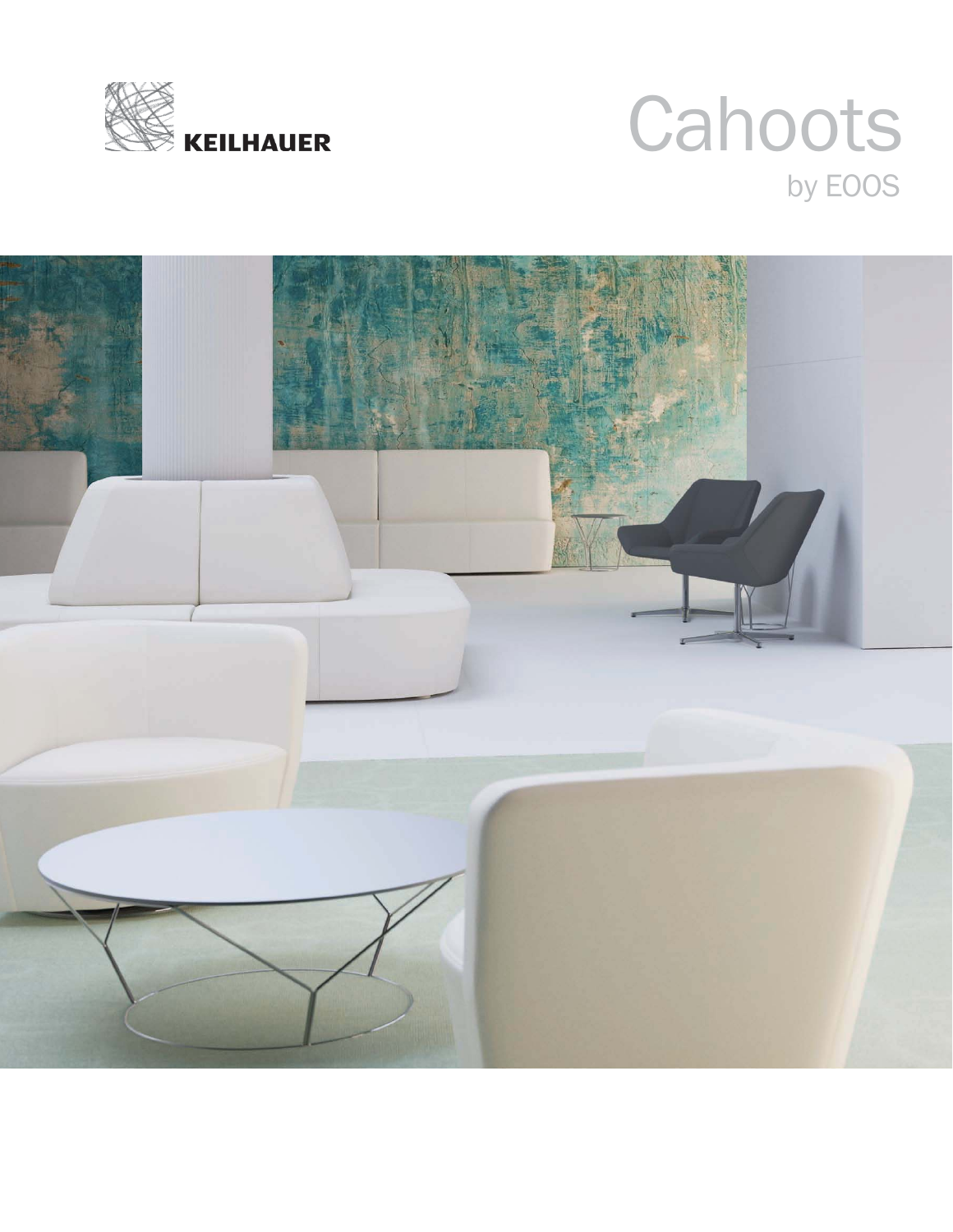KEILHAUER

# Cahoots

by EOOS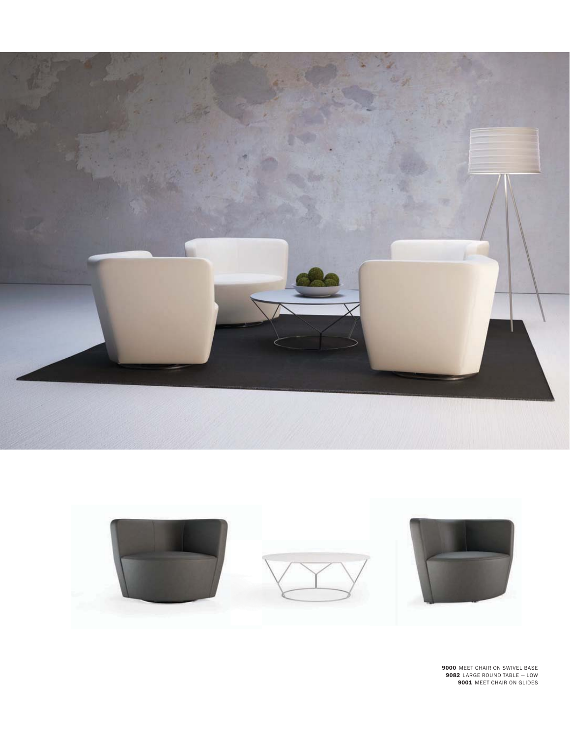**9000** MEET CHAIR ON SWIVEL BASE
**9082** LARGE ROUND TABLE — LOW
**9001** MEET CHAIR ON GLIDES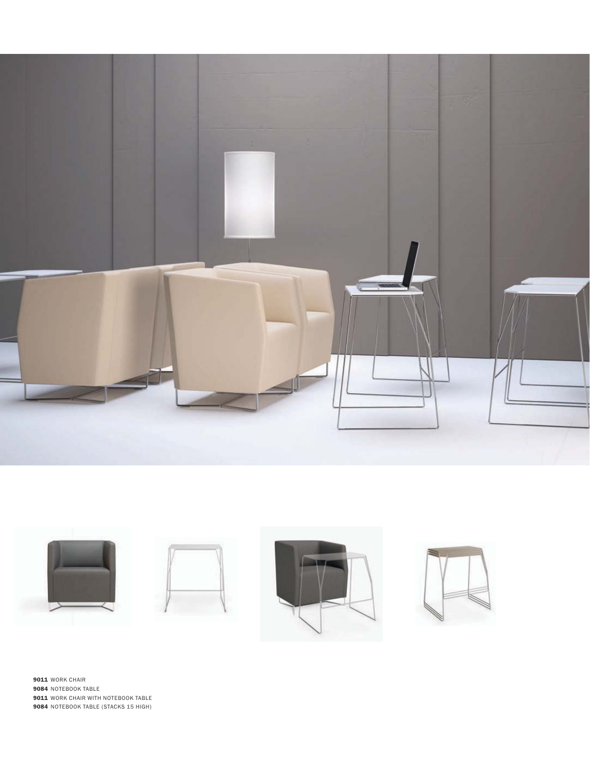**9011** WORK CHAIR
**9084** NOTEBOOK TABLE
**9011** WORK CHAIR WITH NOTEBOOK TABLE
**9084** NOTEBOOK TABLE (STACKS 15 HIGH)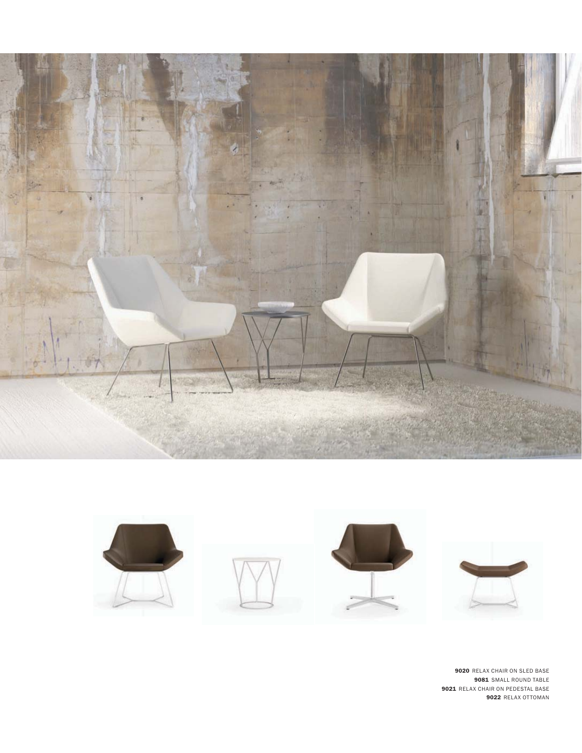**9020** RELAX CHAIR ON SLED BASE
**9081** SMALL ROUND TABLE
**9021** RELAX CHAIR ON PEDESTAL BASE
**9022** RELAX OTTOMAN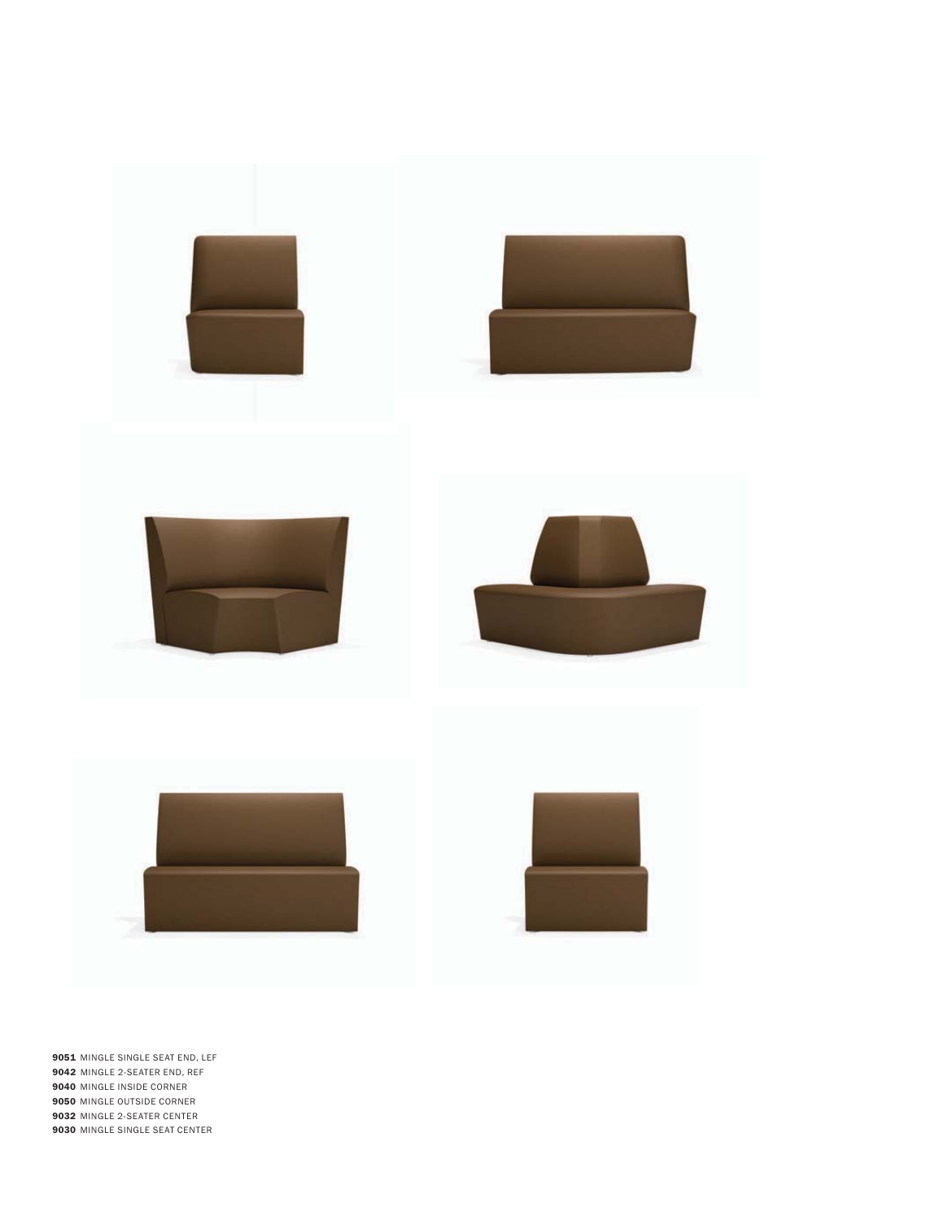**9051** MINGLE SINGLE SEAT END, LEF
**9042** MINGLE 2-SEATER END, REF
**9040** MINGLE INSIDE CORNER
**9050** MINGLE OUTSIDE CORNER
**9032** MINGLE 2-SEATER CENTER
**9030** MINGLE SINGLE SEAT CENTER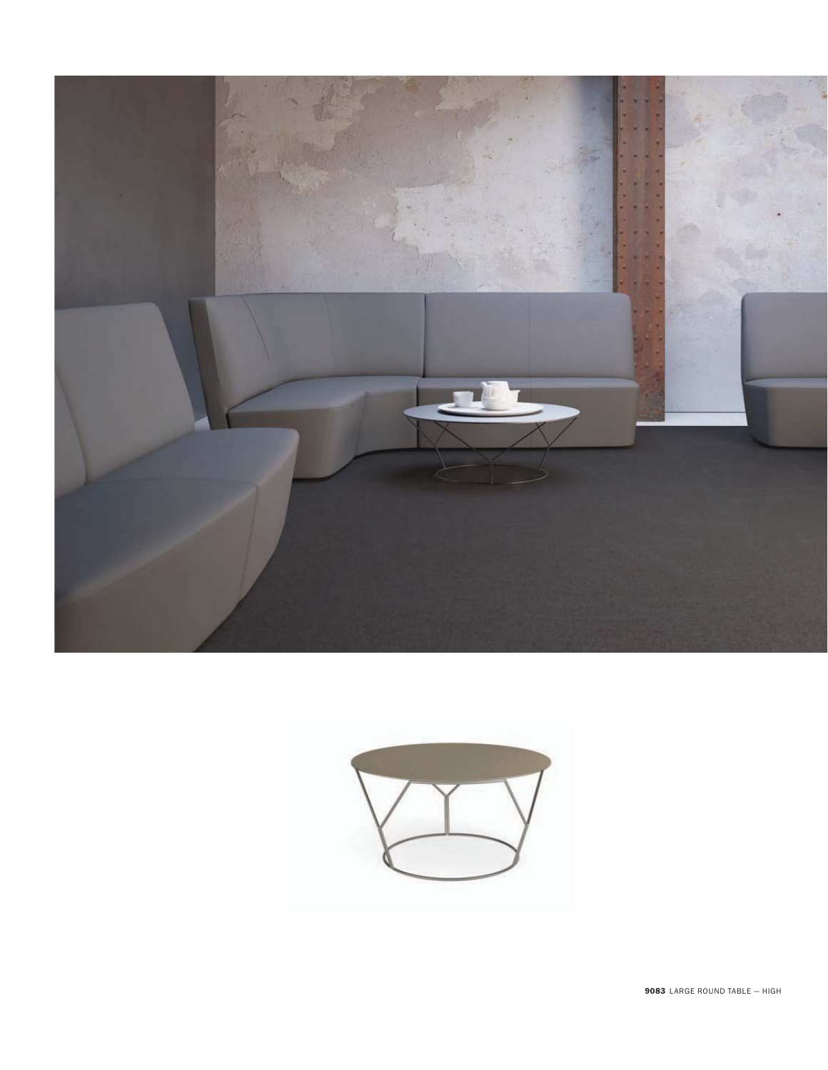**9083** LARGE ROUND TABLE — HIGH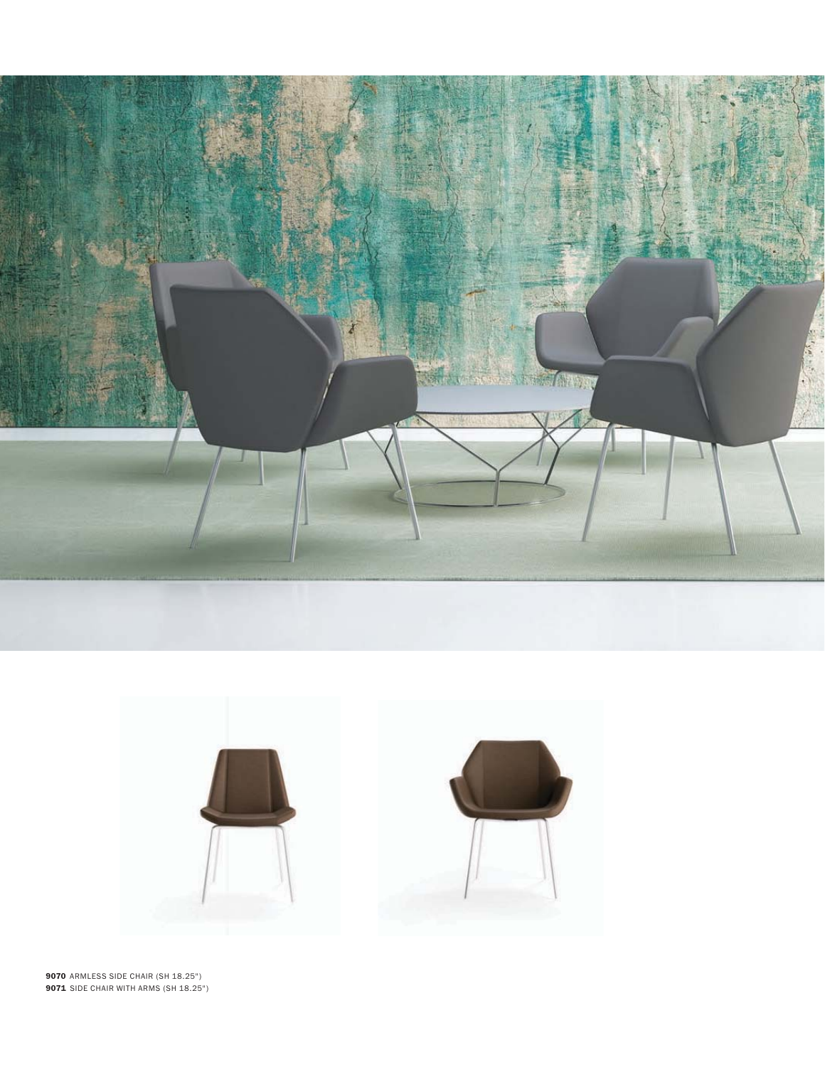**9070** ARMLESS SIDE CHAIR (SH 18.25")
**9071** SIDE CHAIR WITH ARMS (SH 18.25")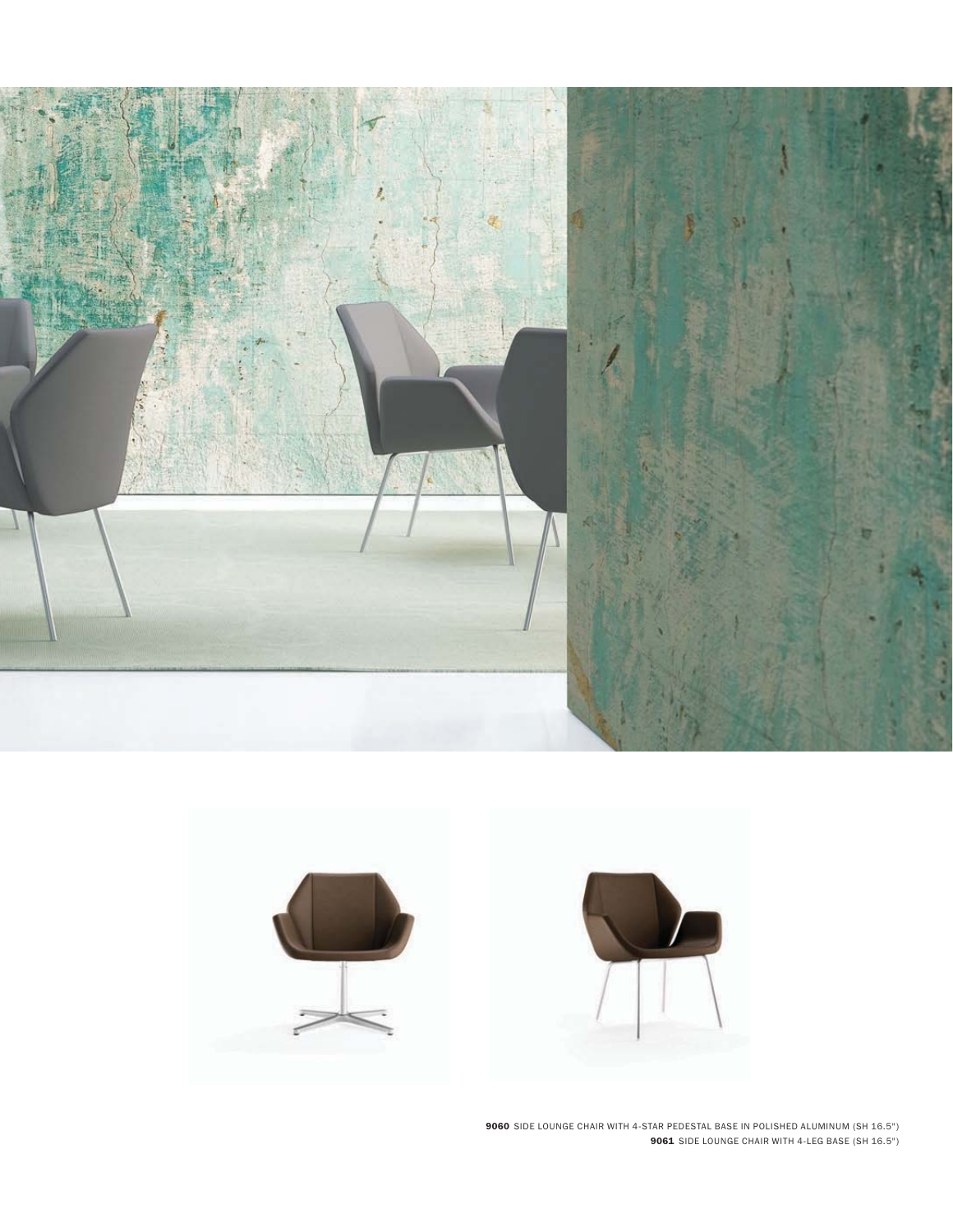**9060** SIDE LOUNGE CHAIR WITH 4-STAR PEDESTAL BASE IN POLISHED ALUMINUM (SH 16.5")

**9061** SIDE LOUNGE CHAIR WITH 4-LEG BASE (SH 16.5")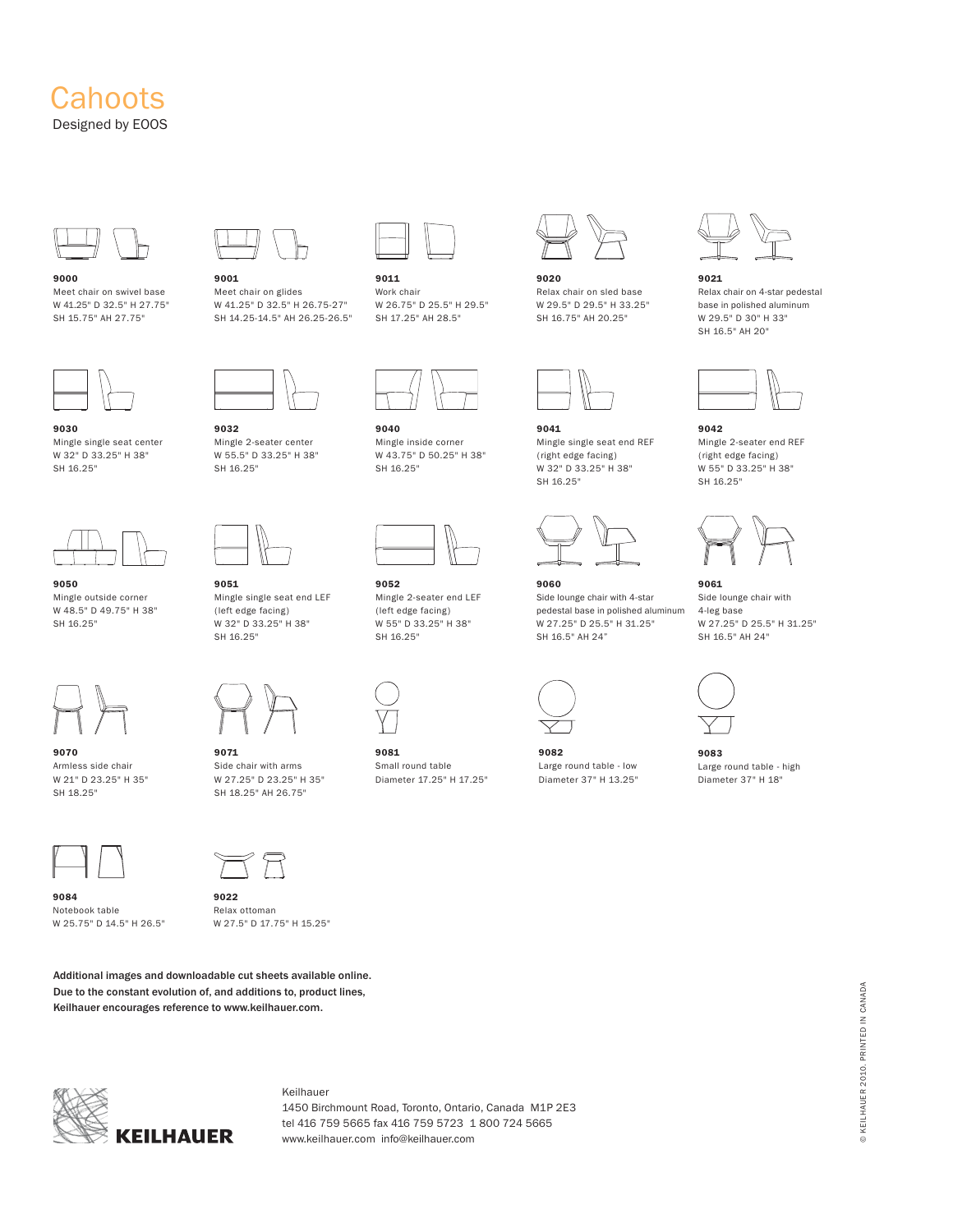# Cahoots

Designed by EOOS

**9000**
Meet chair on swivel base
W 41.25" D 32.5" H 27.75"
SH 15.75" AH 27.75"

**9001**
Meet chair on glides
W 41.25" D 32.5" H 26.75-27"
SH 14.25-14.5" AH 26.25-26.5"

**9011**
Work chair
W 26.75" D 25.5" H 29.5"
SH 17.25" AH 28.5"

**9020**
Relax chair on sled base
W 29.5" D 29.5" H 33.25"
SH 16.75" AH 20.25"

**9021**
Relax chair on 4-star pedestal base in polished aluminum
W 29.5" D 30" H 33"
SH 16.5" AH 20"

**9030**
Mingle single seat center
W 32" D 33.25" H 38"
SH 16.25"

**9032**
Mingle 2-seater center
W 55.5" D 33.25" H 38"
SH 16.25"

**9040**
Mingle inside corner
W 43.75" D 50.25" H 38"
SH 16.25"

**9041**
Mingle single seat end REF (right edge facing)
W 32" D 33.25" H 38"
SH 16.25"

**9042**
Mingle 2-seater end REF (right edge facing)
W 55" D 33.25" H 38"
SH 16.25"

**9050**
Mingle outside corner
W 48.5" D 49.75" H 38"
SH 16.25"

**9051**
Mingle single seat end LEF (left edge facing)
W 32" D 33.25" H 38"
SH 16.25"

**9052**
Mingle 2-seater end LEF (left edge facing)
W 55" D 33.25" H 38"
SH 16.25"

**9060**
Side lounge chair with 4-star pedestal base in polished aluminum
W 27.25" D 25.5" H 31.25"
SH 16.5" AH 24"

**9061**
Side lounge chair with 4-leg base
W 27.25" D 25.5" H 31.25"
SH 16.5" AH 24"

**9070**
Armless side chair
W 21" D 23.25" H 35"
SH 18.25"

**9071**
Side chair with arms
W 27.25" D 23.25" H 35"
SH 18.25" AH 26.75"

**9081**
Small round table
Diameter 17.25" H 17.25"

**9082**
Large round table - low
Diameter 37" H 13.25"

**9083**
Large round table - high
Diameter 37" H 18"

**9084**
Notebook table
W 25.75" D 14.5" H 26.5"

**9022**
Relax ottoman
W 27.5" D 17.75" H 15.25"

Additional images and downloadable cut sheets available online.
Due to the constant evolution of, and additions to, product lines, Keilhauer encourages reference to www.keilhauer.com.

KEILHAUER

Keilhauer
1450 Birchmount Road, Toronto, Ontario, Canada M1P 2E3
tel 416 759 5665 fax 416 759 5723 1 800 724 5665
www.keilhauer.com info@keilhauer.com

© KEILHAUER 2010. PRINTED IN CANADA